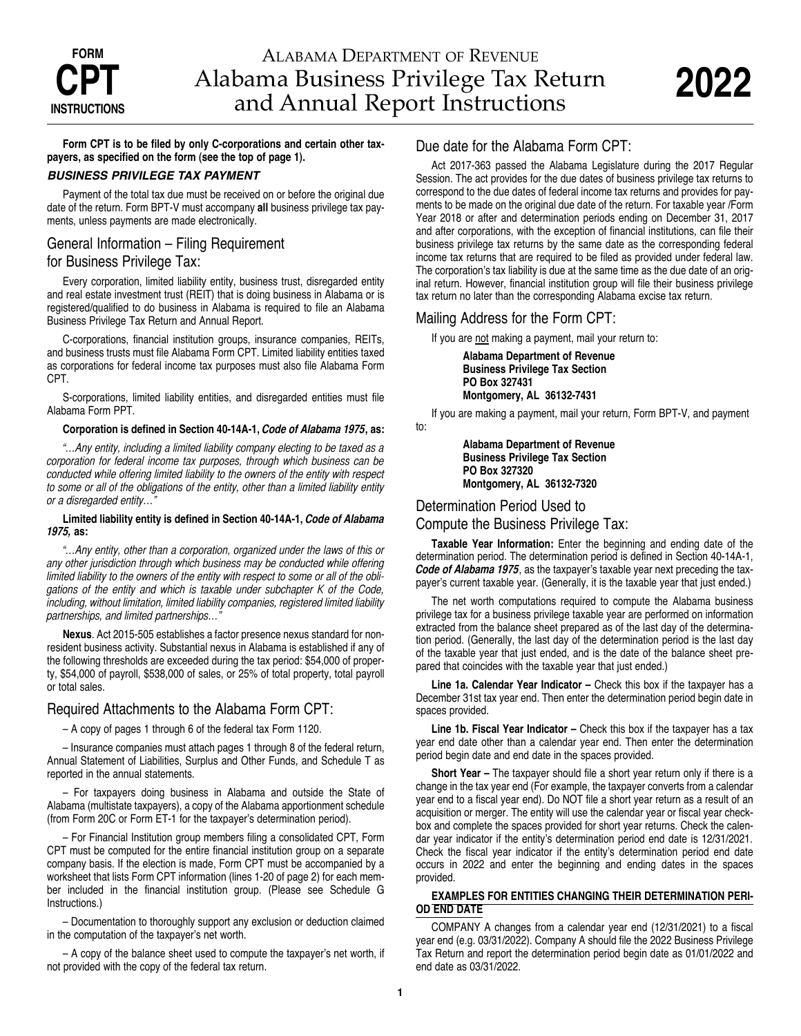# FORM CPT INSTRUCTIONS

# ALABAMA DEPARTMENT OF REVENUE
# Alabama Business Privilege Tax Return and Annual Report Instructions

# 2022

**Form CPT is to be filed by only C-corporations and certain other taxpayers, as specified on the form (see the top of page 1).**

### *BUSINESS PRIVILEGE TAX PAYMENT*

Payment of the total tax due must be received on or before the original due date of the return. Form BPT-V must accompany **all** business privilege tax payments, unless payments are made electronically.

## General Information – Filing Requirement for Business Privilege Tax:

Every corporation, limited liability entity, business trust, disregarded entity and real estate investment trust (REIT) that is doing business in Alabama or is registered/qualified to do business in Alabama is required to file an Alabama Business Privilege Tax Return and Annual Report.

C-corporations, financial institution groups, insurance companies, REITs, and business trusts must file Alabama Form CPT. Limited liability entities taxed as corporations for federal income tax purposes must also file Alabama Form CPT.

S-corporations, limited liability entities, and disregarded entities must file Alabama Form PPT.

**Corporation is defined in Section 40-14A-1, *Code of Alabama 1975*, as:**

*"…Any entity, including a limited liability company electing to be taxed as a corporation for federal income tax purposes, through which business can be conducted while offering limited liability to the owners of the entity with respect to some or all of the obligations of the entity, other than a limited liability entity or a disregarded entity…"*

**Limited liability entity is defined in Section 40-14A-1, *Code of Alabama 1975,* as:**

*"…Any entity, other than a corporation, organized under the laws of this or any other jurisdiction through which business may be conducted while offering limited liability to the owners of the entity with respect to some or all of the obligations of the entity and which is taxable under subchapter K of the Code, including, without limitation, limited liability companies, registered limited liability partnerships, and limited partnerships…"*

**Nexus**. Act 2015-505 establishes a factor presence nexus standard for nonresident business activity. Substantial nexus in Alabama is established if any of the following thresholds are exceeded during the tax period: $54,000 of property, $54,000 of payroll, $538,000 of sales, or 25% of total property, total payroll or total sales.

## Required Attachments to the Alabama Form CPT:

– A copy of pages 1 through 6 of the federal tax Form 1120.

– Insurance companies must attach pages 1 through 8 of the federal return, Annual Statement of Liabilities, Surplus and Other Funds, and Schedule T as reported in the annual statements.

– For taxpayers doing business in Alabama and outside the State of Alabama (multistate taxpayers), a copy of the Alabama apportionment schedule (from Form 20C or Form ET-1 for the taxpayer's determination period).

– For Financial Institution group members filing a consolidated CPT, Form CPT must be computed for the entire financial institution group on a separate company basis. If the election is made, Form CPT must be accompanied by a worksheet that lists Form CPT information (lines 1-20 of page 2) for each member included in the financial institution group. (Please see Schedule G Instructions.)

– Documentation to thoroughly support any exclusion or deduction claimed in the computation of the taxpayer's net worth.

– A copy of the balance sheet used to compute the taxpayer's net worth, if not provided with the copy of the federal tax return.

## Due date for the Alabama Form CPT:

Act 2017-363 passed the Alabama Legislature during the 2017 Regular Session. The act provides for the due dates of business privilege tax returns to correspond to the due dates of federal income tax returns and provides for payments to be made on the original due date of the return. For taxable year /Form Year 2018 or after and determination periods ending on December 31, 2017 and after corporations, with the exception of financial institutions, can file their business privilege tax returns by the same date as the corresponding federal income tax returns that are required to be filed as provided under federal law. The corporation's tax liability is due at the same time as the due date of an original return. However, financial institution group will file their business privilege tax return no later than the corresponding Alabama excise tax return.

## Mailing Address for the Form CPT:

If you are not making a payment, mail your return to:

**Alabama Department of Revenue**
**Business Privilege Tax Section**
**PO Box 327431**
**Montgomery, AL 36132-7431**

If you are making a payment, mail your return, Form BPT-V, and payment to:

**Alabama Department of Revenue**
**Business Privilege Tax Section**
**PO Box 327320**
**Montgomery, AL 36132-7320**

## Determination Period Used to Compute the Business Privilege Tax:

**Taxable Year Information:** Enter the beginning and ending date of the determination period. The determination period is defined in Section 40-14A-1, ***Code of Alabama 1975***, as the taxpayer's taxable year next preceding the taxpayer's current taxable year. (Generally, it is the taxable year that just ended.)

The net worth computations required to compute the Alabama business privilege tax for a business privilege taxable year are performed on information extracted from the balance sheet prepared as of the last day of the determination period. (Generally, the last day of the determination period is the last day of the taxable year that just ended, and is the date of the balance sheet prepared that coincides with the taxable year that just ended.)

**Line 1a. Calendar Year Indicator –** Check this box if the taxpayer has a December 31st tax year end. Then enter the determination period begin date in spaces provided.

**Line 1b. Fiscal Year Indicator –** Check this box if the taxpayer has a tax year end date other than a calendar year end. Then enter the determination period begin date and end date in the spaces provided.

**Short Year –** The taxpayer should file a short year return only if there is a change in the tax year end (For example, the taxpayer converts from a calendar year end to a fiscal year end). Do NOT file a short year return as a result of an acquisition or merger. The entity will use the calendar year or fiscal year checkbox and complete the spaces provided for short year returns. Check the calendar year indicator if the entity's determination period end date is 12/31/2021. Check the fiscal year indicator if the entity's determination period end date occurs in 2022 and enter the beginning and ending dates in the spaces provided.

**EXAMPLES FOR ENTITIES CHANGING THEIR DETERMINATION PERIOD END DATE**

COMPANY A changes from a calendar year end (12/31/2021) to a fiscal year end (e.g. 03/31/2022). Company A should file the 2022 Business Privilege Tax Return and report the determination period begin date as 01/01/2022 and end date as 03/31/2022.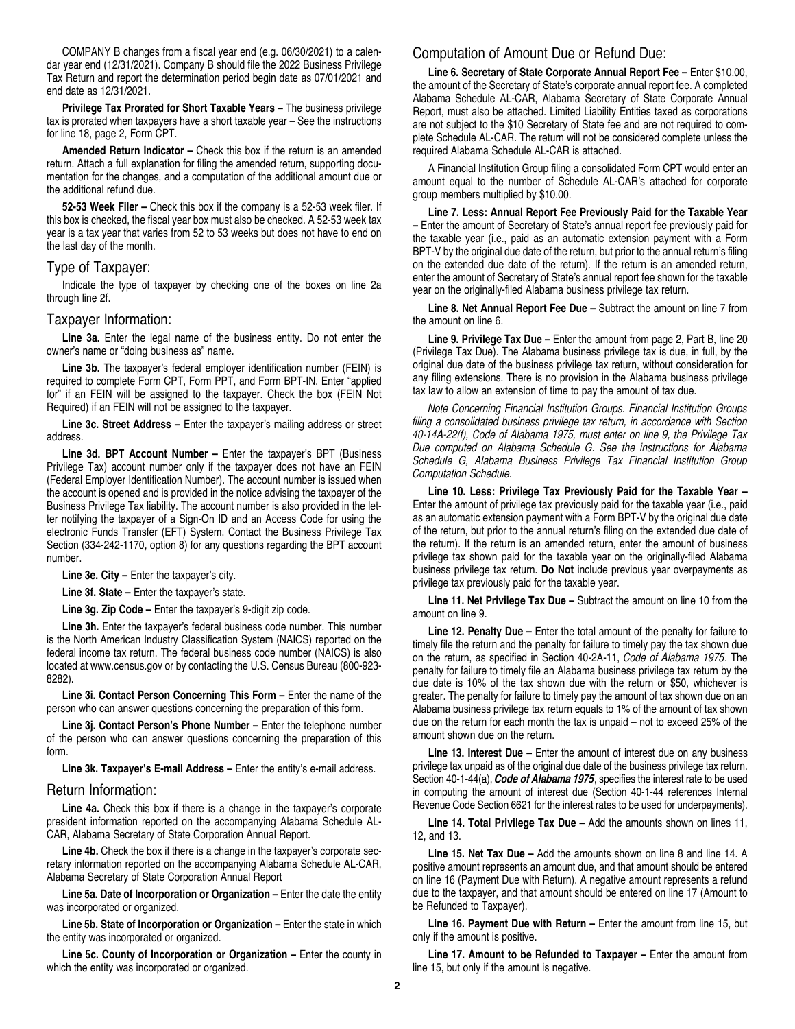COMPANY B changes from a fiscal year end (e.g. 06/30/2021) to a calendar year end (12/31/2021). Company B should file the 2022 Business Privilege Tax Return and report the determination period begin date as 07/01/2021 and end date as 12/31/2021.

**Privilege Tax Prorated for Short Taxable Years –** The business privilege tax is prorated when taxpayers have a short taxable year – See the instructions for line 18, page 2, Form CPT.

**Amended Return Indicator –** Check this box if the return is an amended return. Attach a full explanation for filing the amended return, supporting documentation for the changes, and a computation of the additional amount due or the additional refund due.

**52-53 Week Filer –** Check this box if the company is a 52-53 week filer. If this box is checked, the fiscal year box must also be checked. A 52-53 week tax year is a tax year that varies from 52 to 53 weeks but does not have to end on the last day of the month.

## Type of Taxpayer:

Indicate the type of taxpayer by checking one of the boxes on line 2a through line 2f.

## Taxpayer Information:

**Line 3a.** Enter the legal name of the business entity. Do not enter the owner's name or "doing business as" name.

**Line 3b.** The taxpayer's federal employer identification number (FEIN) is required to complete Form CPT, Form PPT, and Form BPT-IN. Enter "applied for" if an FEIN will be assigned to the taxpayer. Check the box (FEIN Not Required) if an FEIN will not be assigned to the taxpayer.

**Line 3c. Street Address –** Enter the taxpayer's mailing address or street address.

**Line 3d. BPT Account Number –** Enter the taxpayer's BPT (Business Privilege Tax) account number only if the taxpayer does not have an FEIN (Federal Employer Identification Number). The account number is issued when the account is opened and is provided in the notice advising the taxpayer of the Business Privilege Tax liability. The account number is also provided in the letter notifying the taxpayer of a Sign-On ID and an Access Code for using the electronic Funds Transfer (EFT) System. Contact the Business Privilege Tax Section (334-242-1170, option 8) for any questions regarding the BPT account number.

**Line 3e. City –** Enter the taxpayer's city.

**Line 3f. State –** Enter the taxpayer's state.

**Line 3g. Zip Code –** Enter the taxpayer's 9-digit zip code.

**Line 3h.** Enter the taxpayer's federal business code number. This number is the North American Industry Classification System (NAICS) reported on the federal income tax return. The federal business code number (NAICS) is also located at www.census.gov or by contacting the U.S. Census Bureau (800-923-8282).

**Line 3i. Contact Person Concerning This Form –** Enter the name of the person who can answer questions concerning the preparation of this form.

**Line 3j. Contact Person's Phone Number –** Enter the telephone number of the person who can answer questions concerning the preparation of this form.

**Line 3k. Taxpayer's E-mail Address –** Enter the entity's e-mail address.

## Return Information:

**Line 4a.** Check this box if there is a change in the taxpayer's corporate president information reported on the accompanying Alabama Schedule AL-CAR, Alabama Secretary of State Corporation Annual Report.

**Line 4b.** Check the box if there is a change in the taxpayer's corporate secretary information reported on the accompanying Alabama Schedule AL-CAR, Alabama Secretary of State Corporation Annual Report

**Line 5a. Date of Incorporation or Organization –** Enter the date the entity was incorporated or organized.

**Line 5b. State of Incorporation or Organization –** Enter the state in which the entity was incorporated or organized.

**Line 5c. County of Incorporation or Organization –** Enter the county in which the entity was incorporated or organized.

## Computation of Amount Due or Refund Due:

**Line 6. Secretary of State Corporate Annual Report Fee –** Enter $10.00, the amount of the Secretary of State's corporate annual report fee. A completed Alabama Schedule AL-CAR, Alabama Secretary of State Corporate Annual Report, must also be attached. Limited Liability Entities taxed as corporations are not subject to the $10 Secretary of State fee and are not required to complete Schedule AL-CAR. The return will not be considered complete unless the required Alabama Schedule AL-CAR is attached.

A Financial Institution Group filing a consolidated Form CPT would enter an amount equal to the number of Schedule AL-CAR's attached for corporate group members multiplied by $10.00.

**Line 7. Less: Annual Report Fee Previously Paid for the Taxable Year –** Enter the amount of Secretary of State's annual report fee previously paid for the taxable year (i.e., paid as an automatic extension payment with a Form BPT-V by the original due date of the return, but prior to the annual return's filing on the extended due date of the return). If the return is an amended return, enter the amount of Secretary of State's annual report fee shown for the taxable year on the originally-filed Alabama business privilege tax return.

**Line 8. Net Annual Report Fee Due –** Subtract the amount on line 7 from the amount on line 6.

**Line 9. Privilege Tax Due –** Enter the amount from page 2, Part B, line 20 (Privilege Tax Due). The Alabama business privilege tax is due, in full, by the original due date of the business privilege tax return, without consideration for any filing extensions. There is no provision in the Alabama business privilege tax law to allow an extension of time to pay the amount of tax due.

*Note Concerning Financial Institution Groups. Financial Institution Groups filing a consolidated business privilege tax return, in accordance with Section 40-14A-22(f), Code of Alabama 1975, must enter on line 9, the Privilege Tax Due computed on Alabama Schedule G. See the instructions for Alabama Schedule G, Alabama Business Privilege Tax Financial Institution Group Computation Schedule.*

**Line 10. Less: Privilege Tax Previously Paid for the Taxable Year –** Enter the amount of privilege tax previously paid for the taxable year (i.e., paid as an automatic extension payment with a Form BPT-V by the original due date of the return, but prior to the annual return's filing on the extended due date of the return). If the return is an amended return, enter the amount of business privilege tax shown paid for the taxable year on the originally-filed Alabama business privilege tax return. **Do Not** include previous year overpayments as privilege tax previously paid for the taxable year.

**Line 11. Net Privilege Tax Due –** Subtract the amount on line 10 from the amount on line 9.

**Line 12. Penalty Due –** Enter the total amount of the penalty for failure to timely file the return and the penalty for failure to timely pay the tax shown due on the return, as specified in Section 40-2A-11, *Code of Alabama 1975*. The penalty for failure to timely file an Alabama business privilege tax return by the due date is 10% of the tax shown due with the return or $50, whichever is greater. The penalty for failure to timely pay the amount of tax shown due on an Alabama business privilege tax return equals to 1% of the amount of tax shown due on the return for each month the tax is unpaid – not to exceed 25% of the amount shown due on the return.

**Line 13. Interest Due –** Enter the amount of interest due on any business privilege tax unpaid as of the original due date of the business privilege tax return. Section 40-1-44(a), ***Code of Alabama 1975***, specifies the interest rate to be used in computing the amount of interest due (Section 40-1-44 references Internal Revenue Code Section 6621 for the interest rates to be used for underpayments).

**Line 14. Total Privilege Tax Due –** Add the amounts shown on lines 11, 12, and 13.

**Line 15. Net Tax Due –** Add the amounts shown on line 8 and line 14. A positive amount represents an amount due, and that amount should be entered on line 16 (Payment Due with Return). A negative amount represents a refund due to the taxpayer, and that amount should be entered on line 17 (Amount to be Refunded to Taxpayer).

**Line 16. Payment Due with Return –** Enter the amount from line 15, but only if the amount is positive.

**Line 17. Amount to be Refunded to Taxpayer –** Enter the amount from line 15, but only if the amount is negative.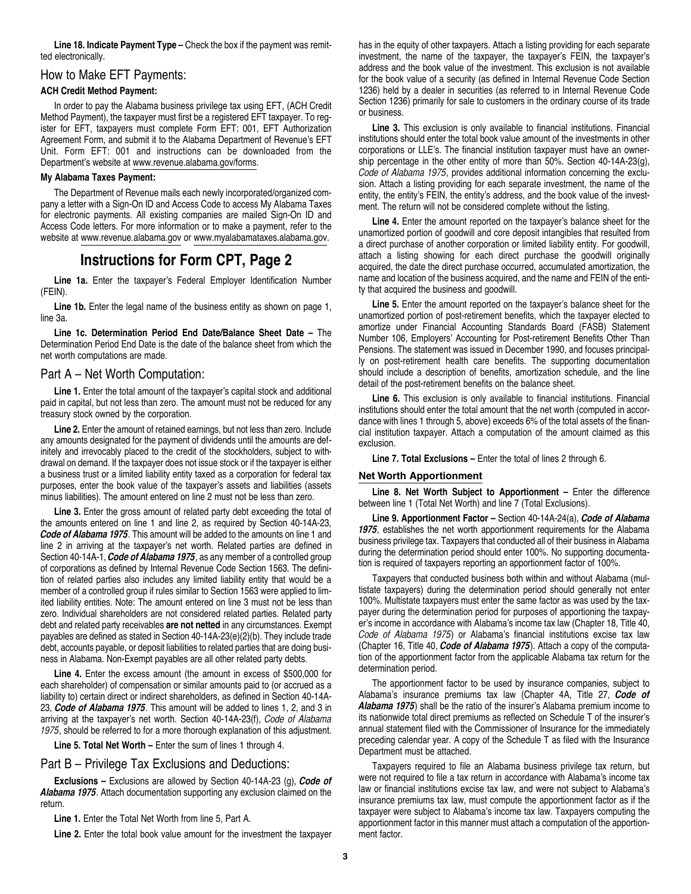**Line 18. Indicate Payment Type –** Check the box if the payment was remitted electronically.

## How to Make EFT Payments:

**ACH Credit Method Payment:**

In order to pay the Alabama business privilege tax using EFT, (ACH Credit Method Payment), the taxpayer must first be a registered EFT taxpayer. To register for EFT, taxpayers must complete Form EFT: 001, EFT Authorization Agreement Form, and submit it to the Alabama Department of Revenue's EFT Unit. Form EFT: 001 and instructions can be downloaded from the Department's website at www.revenue.alabama.gov/forms.

**My Alabama Taxes Payment:**

The Department of Revenue mails each newly incorporated/organized company a letter with a Sign-On ID and Access Code to access My Alabama Taxes for electronic payments. All existing companies are mailed Sign-On ID and Access Code letters. For more information or to make a payment, refer to the website at www.revenue.alabama.gov or www.myalabamataxes.alabama.gov.

# Instructions for Form CPT, Page 2

**Line 1a.** Enter the taxpayer's Federal Employer Identification Number (FEIN).

**Line 1b.** Enter the legal name of the business entity as shown on page 1, line 3a.

**Line 1c. Determination Period End Date/Balance Sheet Date –** The Determination Period End Date is the date of the balance sheet from which the net worth computations are made.

## Part A – Net Worth Computation:

**Line 1.** Enter the total amount of the taxpayer's capital stock and additional paid in capital, but not less than zero. The amount must not be reduced for any treasury stock owned by the corporation.

**Line 2.** Enter the amount of retained earnings, but not less than zero. Include any amounts designated for the payment of dividends until the amounts are definitely and irrevocably placed to the credit of the stockholders, subject to withdrawal on demand. If the taxpayer does not issue stock or if the taxpayer is either a business trust or a limited liability entity taxed as a corporation for federal tax purposes, enter the book value of the taxpayer's assets and liabilities (assets minus liabilities). The amount entered on line 2 must not be less than zero.

**Line 3.** Enter the gross amount of related party debt exceeding the total of the amounts entered on line 1 and line 2, as required by Section 40-14A-23, ***Code of Alabama 1975***. This amount will be added to the amounts on line 1 and line 2 in arriving at the taxpayer's net worth. Related parties are defined in Section 40-14A-1, ***Code of Alabama 1975***, as any member of a controlled group of corporations as defined by Internal Revenue Code Section 1563. The definition of related parties also includes any limited liability entity that would be a member of a controlled group if rules similar to Section 1563 were applied to limited liability entities. Note: The amount entered on line 3 must not be less than zero. Individual shareholders are not considered related parties. Related party debt and related party receivables **are not netted** in any circumstances. Exempt payables are defined as stated in Section 40-14A-23(e)(2)(b). They include trade debt, accounts payable, or deposit liabilities to related parties that are doing business in Alabama. Non-Exempt payables are all other related party debts.

**Line 4.** Enter the excess amount (the amount in excess of $500,000 for each shareholder) of compensation or similar amounts paid to (or accrued as a liability to) certain direct or indirect shareholders, as defined in Section 40-14A-23, ***Code of Alabama 1975***. This amount will be added to lines 1, 2, and 3 in arriving at the taxpayer's net worth. Section 40-14A-23(f), *Code of Alabama 1975*, should be referred to for a more thorough explanation of this adjustment.

**Line 5. Total Net Worth –** Enter the sum of lines 1 through 4.

## Part B – Privilege Tax Exclusions and Deductions:

**Exclusions –** Exclusions are allowed by Section 40-14A-23 (g), ***Code of Alabama 1975***. Attach documentation supporting any exclusion claimed on the return.

**Line 1.** Enter the Total Net Worth from line 5, Part A.

**Line 2.** Enter the total book value amount for the investment the taxpayer has in the equity of other taxpayers. Attach a listing providing for each separate investment, the name of the taxpayer, the taxpayer's FEIN, the taxpayer's address and the book value of the investment. This exclusion is not available for the book value of a security (as defined in Internal Revenue Code Section 1236) held by a dealer in securities (as referred to in Internal Revenue Code Section 1236) primarily for sale to customers in the ordinary course of its trade or business.

**Line 3.** This exclusion is only available to financial institutions. Financial institutions should enter the total book value amount of the investments in other corporations or LLE's. The financial institution taxpayer must have an ownership percentage in the other entity of more than 50%. Section 40-14A-23(g), *Code of Alabama 1975*, provides additional information concerning the exclusion. Attach a listing providing for each separate investment, the name of the entity, the entity's FEIN, the entity's address, and the book value of the investment. The return will not be considered complete without the listing.

**Line 4.** Enter the amount reported on the taxpayer's balance sheet for the unamortized portion of goodwill and core deposit intangibles that resulted from a direct purchase of another corporation or limited liability entity. For goodwill, attach a listing showing for each direct purchase the goodwill originally acquired, the date the direct purchase occurred, accumulated amortization, the name and location of the business acquired, and the name and FEIN of the entity that acquired the business and goodwill.

**Line 5.** Enter the amount reported on the taxpayer's balance sheet for the unamortized portion of post-retirement benefits, which the taxpayer elected to amortize under Financial Accounting Standards Board (FASB) Statement Number 106, Employers' Accounting for Post-retirement Benefits Other Than Pensions. The statement was issued in December 1990, and focuses principally on post-retirement health care benefits. The supporting documentation should include a description of benefits, amortization schedule, and the line detail of the post-retirement benefits on the balance sheet.

**Line 6.** This exclusion is only available to financial institutions. Financial institutions should enter the total amount that the net worth (computed in accordance with lines 1 through 5, above) exceeds 6% of the total assets of the financial institution taxpayer. Attach a computation of the amount claimed as this exclusion.

**Line 7. Total Exclusions –** Enter the total of lines 2 through 6.

### Net Worth Apportionment

**Line 8. Net Worth Subject to Apportionment –** Enter the difference between line 1 (Total Net Worth) and line 7 (Total Exclusions).

**Line 9. Apportionment Factor –** Section 40-14A-24(a), ***Code of Alabama 1975***, establishes the net worth apportionment requirements for the Alabama business privilege tax. Taxpayers that conducted all of their business in Alabama during the determination period should enter 100%. No supporting documentation is required of taxpayers reporting an apportionment factor of 100%.

Taxpayers that conducted business both within and without Alabama (multistate taxpayers) during the determination period should generally not enter 100%. Multistate taxpayers must enter the same factor as was used by the taxpayer during the determination period for purposes of apportioning the taxpayer's income in accordance with Alabama's income tax law (Chapter 18, Title 40, *Code of Alabama 1975*) or Alabama's financial institutions excise tax law (Chapter 16, Title 40, ***Code of Alabama 1975***). Attach a copy of the computation of the apportionment factor from the applicable Alabama tax return for the determination period.

The apportionment factor to be used by insurance companies, subject to Alabama's insurance premiums tax law (Chapter 4A, Title 27, ***Code of Alabama 1975***) shall be the ratio of the insurer's Alabama premium income to its nationwide total direct premiums as reflected on Schedule T of the insurer's annual statement filed with the Commissioner of Insurance for the immediately preceding calendar year. A copy of the Schedule T as filed with the Insurance Department must be attached.

Taxpayers required to file an Alabama business privilege tax return, but were not required to file a tax return in accordance with Alabama's income tax law or financial institutions excise tax law, and were not subject to Alabama's insurance premiums tax law, must compute the apportionment factor as if the taxpayer were subject to Alabama's income tax law. Taxpayers computing the apportionment factor in this manner must attach a computation of the apportionment factor.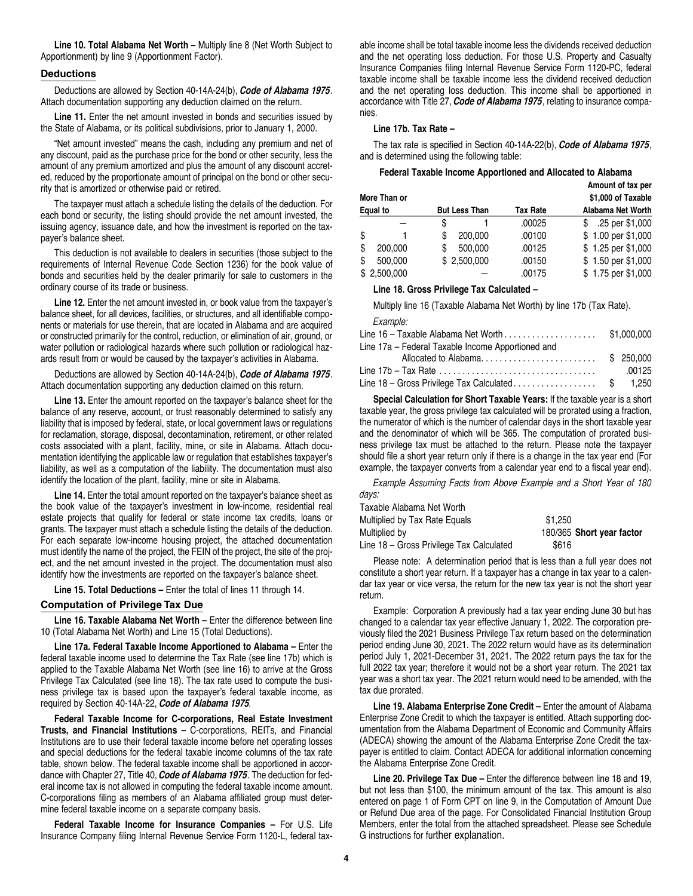**Line 10. Total Alabama Net Worth –** Multiply line 8 (Net Worth Subject to Apportionment) by line 9 (Apportionment Factor).

### Deductions

Deductions are allowed by Section 40-14A-24(b), ***Code of Alabama 1975***. Attach documentation supporting any deduction claimed on the return.

**Line 11.** Enter the net amount invested in bonds and securities issued by the State of Alabama, or its political subdivisions, prior to January 1, 2000.

"Net amount invested" means the cash, including any premium and net of any discount, paid as the purchase price for the bond or other security, less the amount of any premium amortized and plus the amount of any discount accreted, reduced by the proportionate amount of principal on the bond or other security that is amortized or otherwise paid or retired.

The taxpayer must attach a schedule listing the details of the deduction. For each bond or security, the listing should provide the net amount invested, the issuing agency, issuance date, and how the investment is reported on the taxpayer's balance sheet.

This deduction is not available to dealers in securities (those subject to the requirements of Internal Revenue Code Section 1236) for the book value of bonds and securities held by the dealer primarily for sale to customers in the ordinary course of its trade or business.

**Line 12.** Enter the net amount invested in, or book value from the taxpayer's balance sheet, for all devices, facilities, or structures, and all identifiable components or materials for use therein, that are located in Alabama and are acquired or constructed primarily for the control, reduction, or elimination of air, ground, or water pollution or radiological hazards where such pollution or radiological hazards result from or would be caused by the taxpayer's activities in Alabama.

Deductions are allowed by Section 40-14A-24(b), ***Code of Alabama 1975***. Attach documentation supporting any deduction claimed on this return.

**Line 13.** Enter the amount reported on the taxpayer's balance sheet for the balance of any reserve, account, or trust reasonably determined to satisfy any liability that is imposed by federal, state, or local government laws or regulations for reclamation, storage, disposal, decontamination, retirement, or other related costs associated with a plant, facility, mine, or site in Alabama. Attach documentation identifying the applicable law or regulation that establishes taxpayer's liability, as well as a computation of the liability. The documentation must also identify the location of the plant, facility, mine or site in Alabama.

**Line 14.** Enter the total amount reported on the taxpayer's balance sheet as the book value of the taxpayer's investment in low-income, residential real estate projects that qualify for federal or state income tax credits, loans or grants. The taxpayer must attach a schedule listing the details of the deduction. For each separate low-income housing project, the attached documentation must identify the name of the project, the FEIN of the project, the site of the project, and the net amount invested in the project. The documentation must also identify how the investments are reported on the taxpayer's balance sheet.

**Line 15. Total Deductions –** Enter the total of lines 11 through 14.

### Computation of Privilege Tax Due

**Line 16. Taxable Alabama Net Worth –** Enter the difference between line 10 (Total Alabama Net Worth) and Line 15 (Total Deductions).

**Line 17a. Federal Taxable Income Apportioned to Alabama –** Enter the federal taxable income used to determine the Tax Rate (see line 17b) which is applied to the Taxable Alabama Net Worth (see line 16) to arrive at the Gross Privilege Tax Calculated (see line 18). The tax rate used to compute the business privilege tax is based upon the taxpayer's federal taxable income, as required by Section 40-14A-22, ***Code of Alabama 1975***.

**Federal Taxable Income for C-corporations, Real Estate Investment Trusts, and Financial Institutions –** C-corporations, REITs, and Financial Institutions are to use their federal taxable income before net operating losses and special deductions for the federal taxable income columns of the tax rate table, shown below. The federal taxable income shall be apportioned in accordance with Chapter 27, Title 40, ***Code of Alabama 1975***. The deduction for federal income tax is not allowed in computing the federal taxable income amount. C-corporations filing as members of an Alabama affiliated group must determine federal taxable income on a separate company basis.

**Federal Taxable Income for Insurance Companies –** For U.S. Life Insurance Company filing Internal Revenue Service Form 1120-L, federal taxable income shall be total taxable income less the dividends received deduction and the net operating loss deduction. For those U.S. Property and Casualty Insurance Companies filing Internal Revenue Service Form 1120-PC, federal taxable income shall be taxable income less the dividend received deduction and the net operating loss deduction. This income shall be apportioned in accordance with Title 27, ***Code of Alabama 1975***, relating to insurance companies.

**Line 17b. Tax Rate –**

The tax rate is specified in Section 40-14A-22(b), ***Code of Alabama 1975***, and is determined using the following table:

**Federal Taxable Income Apportioned and Allocated to Alabama**

| More Than or Equal to | But Less Than | Tax Rate | Amount of tax per $1,000 of Taxable Alabama Net Worth |
|---|---|---|---|
| — | $ 1 | .00025 | $ .25 per $1,000 |
| $ 1 | $ 200,000 | .00100 | $ 1.00 per $1,000 |
| $ 200,000 | $ 500,000 | .00125 | $ 1.25 per $1,000 |
| $ 500,000 | $ 2,500,000 | .00150 | $ 1.50 per $1,000 |
| $ 2,500,000 | — | .00175 | $ 1.75 per $1,000 |

**Line 18. Gross Privilege Tax Calculated –**

Multiply line 16 (Taxable Alabama Net Worth) by line 17b (Tax Rate).

*Example:*

| | |
|---|---|
| Line 16 – Taxable Alabama Net Worth | $1,000,000 |
| Line 17a – Federal Taxable Income Apportioned and Allocated to Alabama | $ 250,000 |
| Line 17b – Tax Rate | .00125 |
| Line 18 – Gross Privilege Tax Calculated | $ 1,250 |

**Special Calculation for Short Taxable Years:** If the taxable year is a short taxable year, the gross privilege tax calculated will be prorated using a fraction, the numerator of which is the number of calendar days in the short taxable year and the denominator of which will be 365. The computation of prorated business privilege tax must be attached to the return. Please note the taxpayer should file a short year return only if there is a change in the tax year end (For example, the taxpayer converts from a calendar year end to a fiscal year end).

*Example Assuming Facts from Above Example and a Short Year of 180 days:*

| | |
|---|---|
| Taxable Alabama Net Worth | |
| Multiplied by Tax Rate Equals | $1,250 |
| Multiplied by | 180/365 **Short year factor** |
| Line 18 – Gross Privilege Tax Calculated | $616 |

Please note: A determination period that is less than a full year does not constitute a short year return. If a taxpayer has a change in tax year to a calendar tax year or vice versa, the return for the new tax year is not the short year return.

Example: Corporation A previously had a tax year ending June 30 but has changed to a calendar tax year effective January 1, 2022. The corporation previously filed the 2021 Business Privilege Tax return based on the determination period ending June 30, 2021. The 2022 return would have as its determination period July 1, 2021-December 31, 2021. The 2022 return pays the tax for the full 2022 tax year; therefore it would not be a short year return. The 2021 tax year was a short tax year. The 2021 return would need to be amended, with the tax due prorated.

**Line 19. Alabama Enterprise Zone Credit –** Enter the amount of Alabama Enterprise Zone Credit to which the taxpayer is entitled. Attach supporting documentation from the Alabama Department of Economic and Community Affairs (ADECA) showing the amount of the Alabama Enterprise Zone Credit the taxpayer is entitled to claim. Contact ADECA for additional information concerning the Alabama Enterprise Zone Credit.

**Line 20. Privilege Tax Due –** Enter the difference between line 18 and 19, but not less than $100, the minimum amount of the tax. This amount is also entered on page 1 of Form CPT on line 9, in the Computation of Amount Due or Refund Due area of the page. For Consolidated Financial Institution Group Members, enter the total from the attached spreadsheet. Please see Schedule G instructions for further explanation.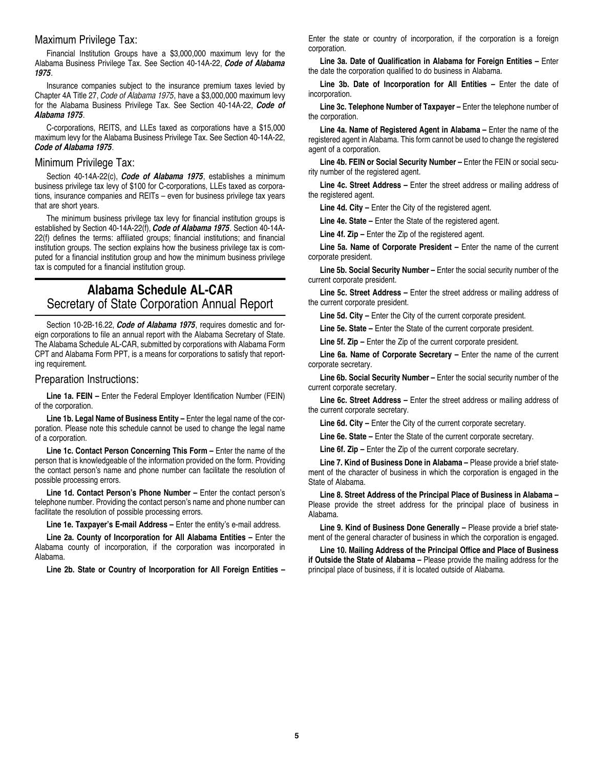## Maximum Privilege Tax:

Financial Institution Groups have a $3,000,000 maximum levy for the Alabama Business Privilege Tax. See Section 40-14A-22, ***Code of Alabama 1975***.

Insurance companies subject to the insurance premium taxes levied by Chapter 4A Title 27, *Code of Alabama 1975*, have a $3,000,000 maximum levy for the Alabama Business Privilege Tax. See Section 40-14A-22, ***Code of Alabama 1975***.

C-corporations, REITS, and LLEs taxed as corporations have a $15,000 maximum levy for the Alabama Business Privilege Tax. See Section 40-14A-22, ***Code of Alabama 1975***.

## Minimum Privilege Tax:

Section 40-14A-22(c), ***Code of Alabama 1975***, establishes a minimum business privilege tax levy of $100 for C-corporations, LLEs taxed as corporations, insurance companies and REITs – even for business privilege tax years that are short years.

The minimum business privilege tax levy for financial institution groups is established by Section 40-14A-22(f), ***Code of Alabama 1975***. Section 40-14A-22(f) defines the terms: affiliated groups; financial institutions; and financial institution groups. The section explains how the business privilege tax is computed for a financial institution group and how the minimum business privilege tax is computed for a financial institution group.

# Alabama Schedule AL-CAR
## Secretary of State Corporation Annual Report

Section 10-2B-16.22, ***Code of Alabama 1975***, requires domestic and foreign corporations to file an annual report with the Alabama Secretary of State. The Alabama Schedule AL-CAR, submitted by corporations with Alabama Form CPT and Alabama Form PPT, is a means for corporations to satisfy that reporting requirement.

## Preparation Instructions:

**Line 1a. FEIN –** Enter the Federal Employer Identification Number (FEIN) of the corporation.

**Line 1b. Legal Name of Business Entity –** Enter the legal name of the corporation. Please note this schedule cannot be used to change the legal name of a corporation.

**Line 1c. Contact Person Concerning This Form –** Enter the name of the person that is knowledgeable of the information provided on the form. Providing the contact person's name and phone number can facilitate the resolution of possible processing errors.

**Line 1d. Contact Person's Phone Number –** Enter the contact person's telephone number. Providing the contact person's name and phone number can facilitate the resolution of possible processing errors.

**Line 1e. Taxpayer's E-mail Address –** Enter the entity's e-mail address.

**Line 2a. County of Incorporation for All Alabama Entities –** Enter the Alabama county of incorporation, if the corporation was incorporated in Alabama.

**Line 2b. State or Country of Incorporation for All Foreign Entities –** Enter the state or country of incorporation, if the corporation is a foreign corporation.

**Line 3a. Date of Qualification in Alabama for Foreign Entities –** Enter the date the corporation qualified to do business in Alabama.

**Line 3b. Date of Incorporation for All Entities –** Enter the date of incorporation.

**Line 3c. Telephone Number of Taxpayer –** Enter the telephone number of the corporation.

**Line 4a. Name of Registered Agent in Alabama –** Enter the name of the registered agent in Alabama. This form cannot be used to change the registered agent of a corporation.

**Line 4b. FEIN or Social Security Number –** Enter the FEIN or social security number of the registered agent.

**Line 4c. Street Address –** Enter the street address or mailing address of the registered agent.

**Line 4d. City –** Enter the City of the registered agent.

**Line 4e. State –** Enter the State of the registered agent.

**Line 4f. Zip –** Enter the Zip of the registered agent.

**Line 5a. Name of Corporate President –** Enter the name of the current corporate president.

**Line 5b. Social Security Number –** Enter the social security number of the current corporate president.

**Line 5c. Street Address –** Enter the street address or mailing address of the current corporate president.

**Line 5d. City –** Enter the City of the current corporate president.

**Line 5e. State –** Enter the State of the current corporate president.

**Line 5f. Zip –** Enter the Zip of the current corporate president.

**Line 6a. Name of Corporate Secretary –** Enter the name of the current corporate secretary.

**Line 6b. Social Security Number –** Enter the social security number of the current corporate secretary.

**Line 6c. Street Address –** Enter the street address or mailing address of the current corporate secretary.

**Line 6d. City –** Enter the City of the current corporate secretary.

**Line 6e. State –** Enter the State of the current corporate secretary.

**Line 6f. Zip –** Enter the Zip of the current corporate secretary.

**Line 7. Kind of Business Done in Alabama –** Please provide a brief statement of the character of business in which the corporation is engaged in the State of Alabama.

**Line 8. Street Address of the Principal Place of Business in Alabama –** Please provide the street address for the principal place of business in Alabama.

**Line 9. Kind of Business Done Generally –** Please provide a brief statement of the general character of business in which the corporation is engaged.

**Line 10. Mailing Address of the Principal Office and Place of Business if Outside the State of Alabama –** Please provide the mailing address for the principal place of business, if it is located outside of Alabama.